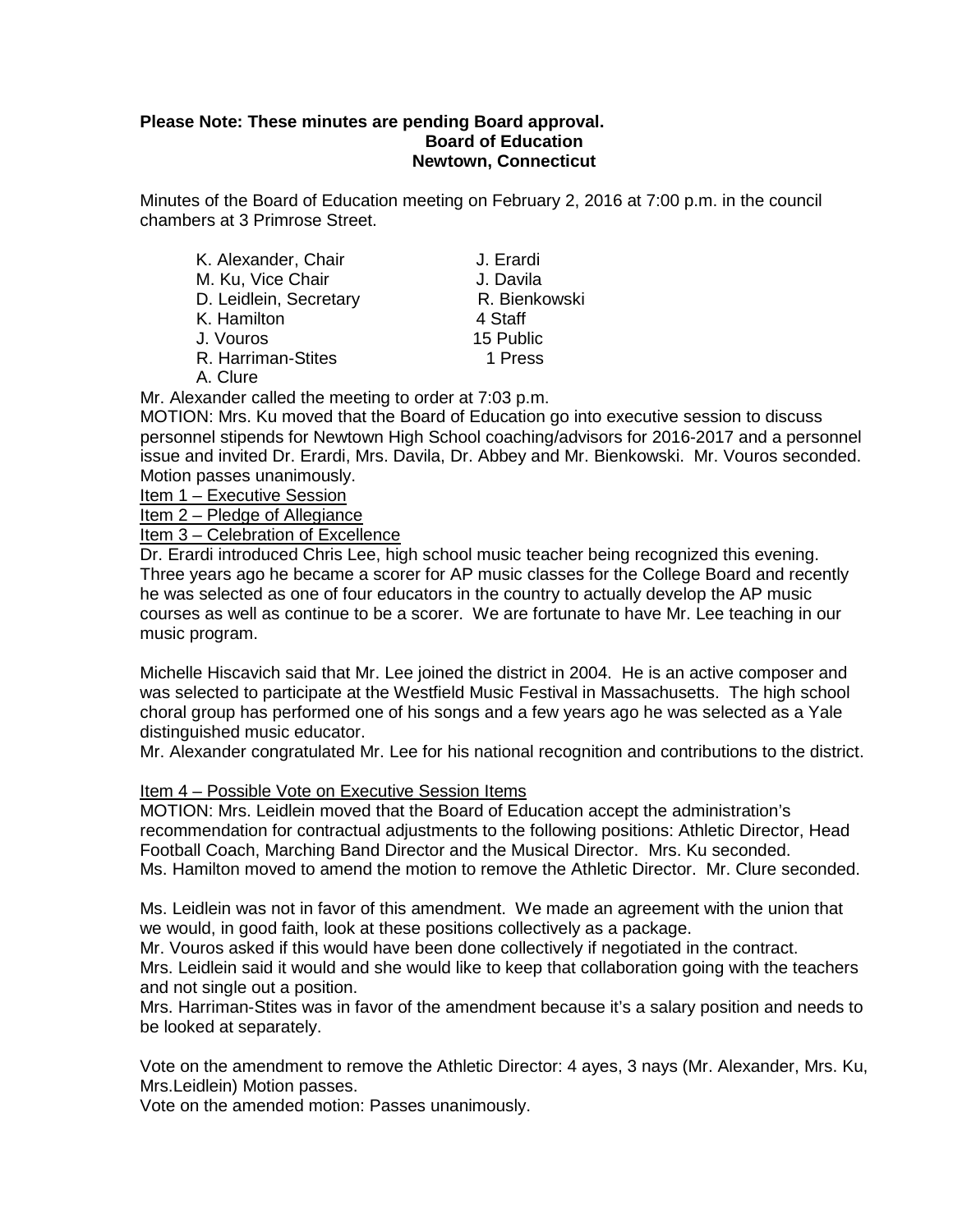**Please Note: These minutes are pending Board approval.**

**Board of Education**
**Newtown, Connecticut**

Minutes of the Board of Education meeting on February 2, 2016 at 7:00 p.m. in the council chambers at 3 Primrose Street.

| | |
|---|---|
| K. Alexander, Chair | J. Erardi |
| M. Ku, Vice Chair | J. Davila |
| D. Leidlein, Secretary | R. Bienkowski |
| K. Hamilton | 4 Staff |
| J. Vouros | 15 Public |
| R. Harriman-Stites | 1 Press |
| A. Clure | |

Mr. Alexander called the meeting to order at 7:03 p.m.

MOTION: Mrs. Ku moved that the Board of Education go into executive session to discuss personnel stipends for Newtown High School coaching/advisors for 2016-2017 and a personnel issue and invited Dr. Erardi, Mrs. Davila, Dr. Abbey and Mr. Bienkowski. Mr. Vouros seconded. Motion passes unanimously.

Item 1 – Executive Session

Item 2 – Pledge of Allegiance

Item 3 – Celebration of Excellence

Dr. Erardi introduced Chris Lee, high school music teacher being recognized this evening. Three years ago he became a scorer for AP music classes for the College Board and recently he was selected as one of four educators in the country to actually develop the AP music courses as well as continue to be a scorer. We are fortunate to have Mr. Lee teaching in our music program.

Michelle Hiscavich said that Mr. Lee joined the district in 2004. He is an active composer and was selected to participate at the Westfield Music Festival in Massachusetts. The high school choral group has performed one of his songs and a few years ago he was selected as a Yale distinguished music educator.

Mr. Alexander congratulated Mr. Lee for his national recognition and contributions to the district.

Item 4 – Possible Vote on Executive Session Items

MOTION: Mrs. Leidlein moved that the Board of Education accept the administration's recommendation for contractual adjustments to the following positions: Athletic Director, Head Football Coach, Marching Band Director and the Musical Director. Mrs. Ku seconded.

Ms. Hamilton moved to amend the motion to remove the Athletic Director. Mr. Clure seconded.

Ms. Leidlein was not in favor of this amendment. We made an agreement with the union that we would, in good faith, look at these positions collectively as a package.

Mr. Vouros asked if this would have been done collectively if negotiated in the contract.

Mrs. Leidlein said it would and she would like to keep that collaboration going with the teachers and not single out a position.

Mrs. Harriman-Stites was in favor of the amendment because it's a salary position and needs to be looked at separately.

Vote on the amendment to remove the Athletic Director: 4 ayes, 3 nays (Mr. Alexander, Mrs. Ku, Mrs.Leidlein) Motion passes.

Vote on the amended motion: Passes unanimously.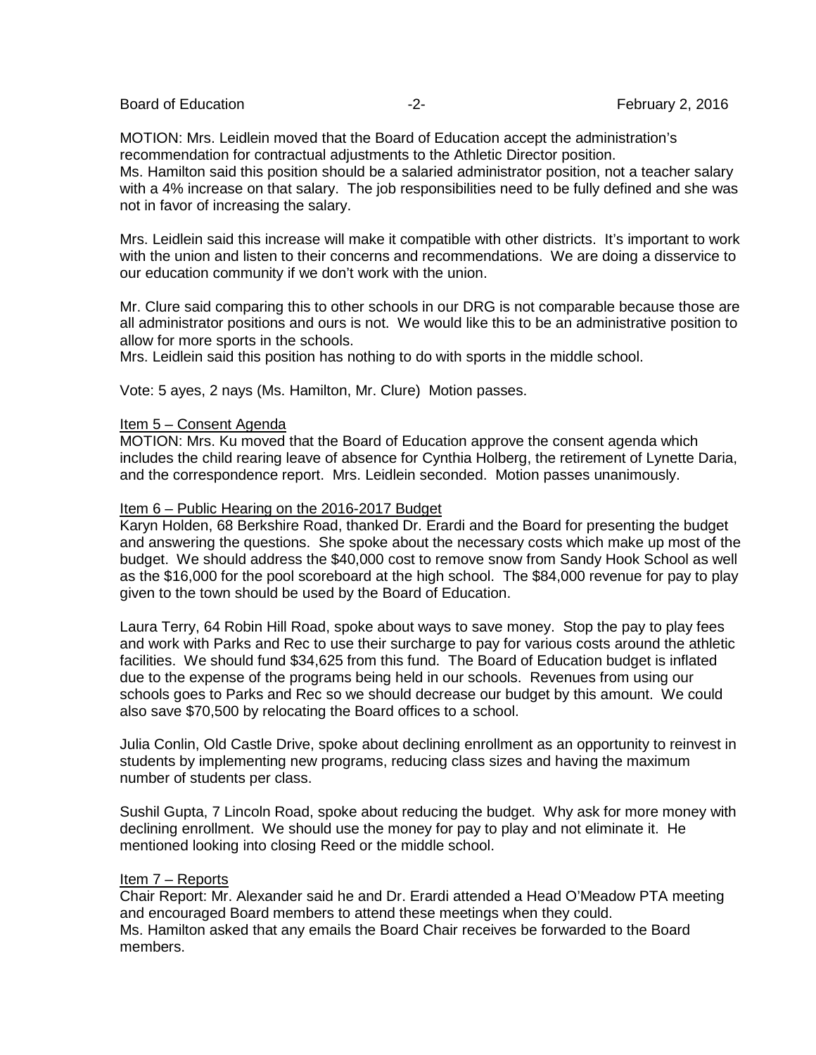MOTION: Mrs. Leidlein moved that the Board of Education accept the administration's recommendation for contractual adjustments to the Athletic Director position.
Ms. Hamilton said this position should be a salaried administrator position, not a teacher salary with a 4% increase on that salary. The job responsibilities need to be fully defined and she was not in favor of increasing the salary.

Mrs. Leidlein said this increase will make it compatible with other districts. It's important to work with the union and listen to their concerns and recommendations. We are doing a disservice to our education community if we don't work with the union.

Mr. Clure said comparing this to other schools in our DRG is not comparable because those are all administrator positions and ours is not. We would like this to be an administrative position to allow for more sports in the schools.
Mrs. Leidlein said this position has nothing to do with sports in the middle school.

Vote: 5 ayes, 2 nays (Ms. Hamilton, Mr. Clure) Motion passes.

<u>Item 5 – Consent Agenda</u>
MOTION: Mrs. Ku moved that the Board of Education approve the consent agenda which includes the child rearing leave of absence for Cynthia Holberg, the retirement of Lynette Daria, and the correspondence report. Mrs. Leidlein seconded. Motion passes unanimously.

<u>Item 6 – Public Hearing on the 2016-2017 Budget</u>
Karyn Holden, 68 Berkshire Road, thanked Dr. Erardi and the Board for presenting the budget and answering the questions. She spoke about the necessary costs which make up most of the budget. We should address the $40,000 cost to remove snow from Sandy Hook School as well as the $16,000 for the pool scoreboard at the high school. The $84,000 revenue for pay to play given to the town should be used by the Board of Education.

Laura Terry, 64 Robin Hill Road, spoke about ways to save money. Stop the pay to play fees and work with Parks and Rec to use their surcharge to pay for various costs around the athletic facilities. We should fund $34,625 from this fund. The Board of Education budget is inflated due to the expense of the programs being held in our schools. Revenues from using our schools goes to Parks and Rec so we should decrease our budget by this amount. We could also save $70,500 by relocating the Board offices to a school.

Julia Conlin, Old Castle Drive, spoke about declining enrollment as an opportunity to reinvest in students by implementing new programs, reducing class sizes and having the maximum number of students per class.

Sushil Gupta, 7 Lincoln Road, spoke about reducing the budget. Why ask for more money with declining enrollment. We should use the money for pay to play and not eliminate it. He mentioned looking into closing Reed or the middle school.

<u>Item 7 – Reports</u>
Chair Report: Mr. Alexander said he and Dr. Erardi attended a Head O'Meadow PTA meeting and encouraged Board members to attend these meetings when they could.
Ms. Hamilton asked that any emails the Board Chair receives be forwarded to the Board members.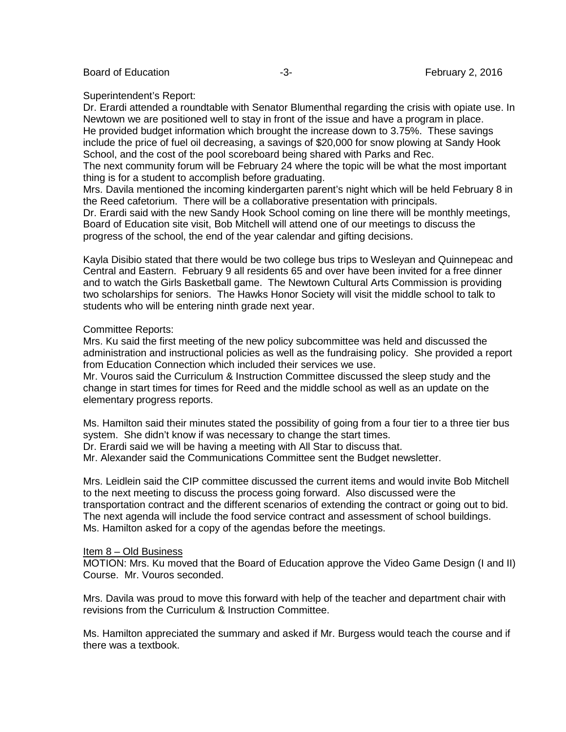Superintendent's Report:
Dr. Erardi attended a roundtable with Senator Blumenthal regarding the crisis with opiate use. In Newtown we are positioned well to stay in front of the issue and have a program in place.
He provided budget information which brought the increase down to 3.75%. These savings include the price of fuel oil decreasing, a savings of $20,000 for snow plowing at Sandy Hook School, and the cost of the pool scoreboard being shared with Parks and Rec.
The next community forum will be February 24 where the topic will be what the most important thing is for a student to accomplish before graduating.
Mrs. Davila mentioned the incoming kindergarten parent's night which will be held February 8 in the Reed cafetorium. There will be a collaborative presentation with principals.
Dr. Erardi said with the new Sandy Hook School coming on line there will be monthly meetings, Board of Education site visit, Bob Mitchell will attend one of our meetings to discuss the progress of the school, the end of the year calendar and gifting decisions.

Kayla Disibio stated that there would be two college bus trips to Wesleyan and Quinnepeac and Central and Eastern. February 9 all residents 65 and over have been invited for a free dinner and to watch the Girls Basketball game. The Newtown Cultural Arts Commission is providing two scholarships for seniors. The Hawks Honor Society will visit the middle school to talk to students who will be entering ninth grade next year.

Committee Reports:
Mrs. Ku said the first meeting of the new policy subcommittee was held and discussed the administration and instructional policies as well as the fundraising policy. She provided a report from Education Connection which included their services we use.
Mr. Vouros said the Curriculum & Instruction Committee discussed the sleep study and the change in start times for times for Reed and the middle school as well as an update on the elementary progress reports.

Ms. Hamilton said their minutes stated the possibility of going from a four tier to a three tier bus system. She didn't know if was necessary to change the start times.
Dr. Erardi said we will be having a meeting with All Star to discuss that.
Mr. Alexander said the Communications Committee sent the Budget newsletter.

Mrs. Leidlein said the CIP committee discussed the current items and would invite Bob Mitchell to the next meeting to discuss the process going forward. Also discussed were the transportation contract and the different scenarios of extending the contract or going out to bid. The next agenda will include the food service contract and assessment of school buildings.
Ms. Hamilton asked for a copy of the agendas before the meetings.

Item 8 – Old Business
MOTION: Mrs. Ku moved that the Board of Education approve the Video Game Design (I and II) Course. Mr. Vouros seconded.

Mrs. Davila was proud to move this forward with help of the teacher and department chair with revisions from the Curriculum & Instruction Committee.

Ms. Hamilton appreciated the summary and asked if Mr. Burgess would teach the course and if there was a textbook.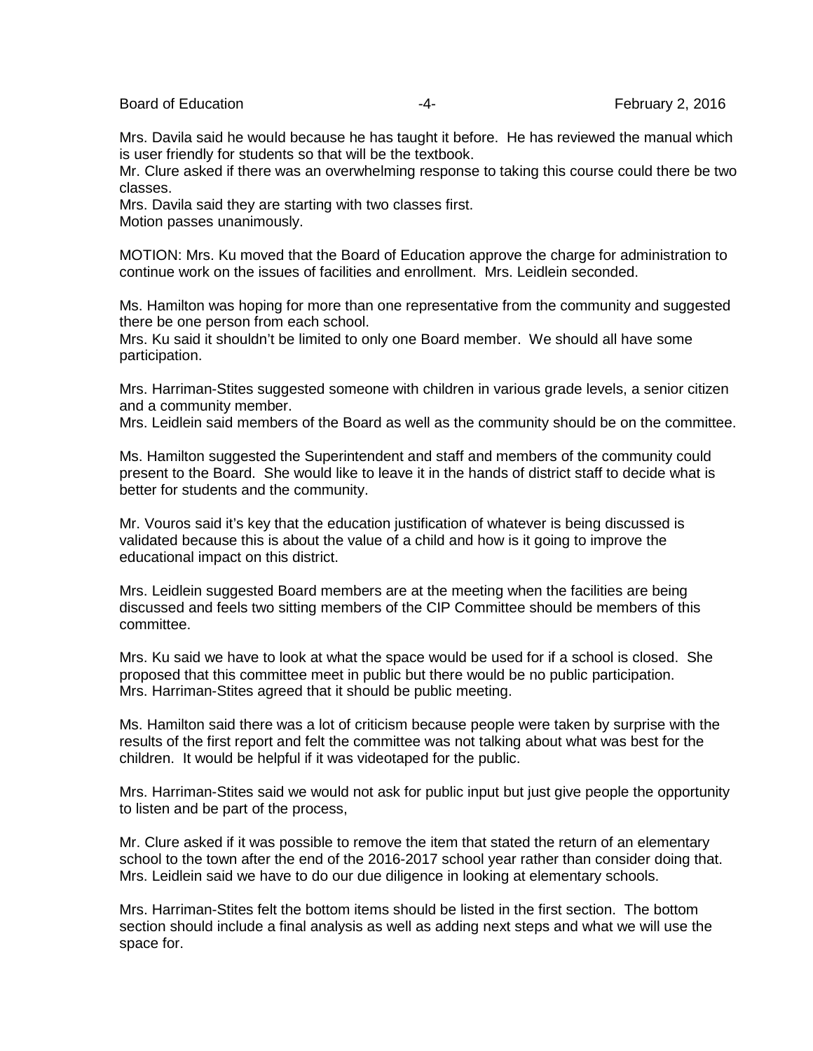Mrs. Davila said he would because he has taught it before. He has reviewed the manual which is user friendly for students so that will be the textbook.
Mr. Clure asked if there was an overwhelming response to taking this course could there be two classes.
Mrs. Davila said they are starting with two classes first.
Motion passes unanimously.

MOTION: Mrs. Ku moved that the Board of Education approve the charge for administration to continue work on the issues of facilities and enrollment. Mrs. Leidlein seconded.

Ms. Hamilton was hoping for more than one representative from the community and suggested there be one person from each school.
Mrs. Ku said it shouldn't be limited to only one Board member. We should all have some participation.

Mrs. Harriman-Stites suggested someone with children in various grade levels, a senior citizen and a community member.
Mrs. Leidlein said members of the Board as well as the community should be on the committee.

Ms. Hamilton suggested the Superintendent and staff and members of the community could present to the Board. She would like to leave it in the hands of district staff to decide what is better for students and the community.

Mr. Vouros said it's key that the education justification of whatever is being discussed is validated because this is about the value of a child and how is it going to improve the educational impact on this district.

Mrs. Leidlein suggested Board members are at the meeting when the facilities are being discussed and feels two sitting members of the CIP Committee should be members of this committee.

Mrs. Ku said we have to look at what the space would be used for if a school is closed. She proposed that this committee meet in public but there would be no public participation.
Mrs. Harriman-Stites agreed that it should be public meeting.

Ms. Hamilton said there was a lot of criticism because people were taken by surprise with the results of the first report and felt the committee was not talking about what was best for the children. It would be helpful if it was videotaped for the public.

Mrs. Harriman-Stites said we would not ask for public input but just give people the opportunity to listen and be part of the process,

Mr. Clure asked if it was possible to remove the item that stated the return of an elementary school to the town after the end of the 2016-2017 school year rather than consider doing that.
Mrs. Leidlein said we have to do our due diligence in looking at elementary schools.

Mrs. Harriman-Stites felt the bottom items should be listed in the first section. The bottom section should include a final analysis as well as adding next steps and what we will use the space for.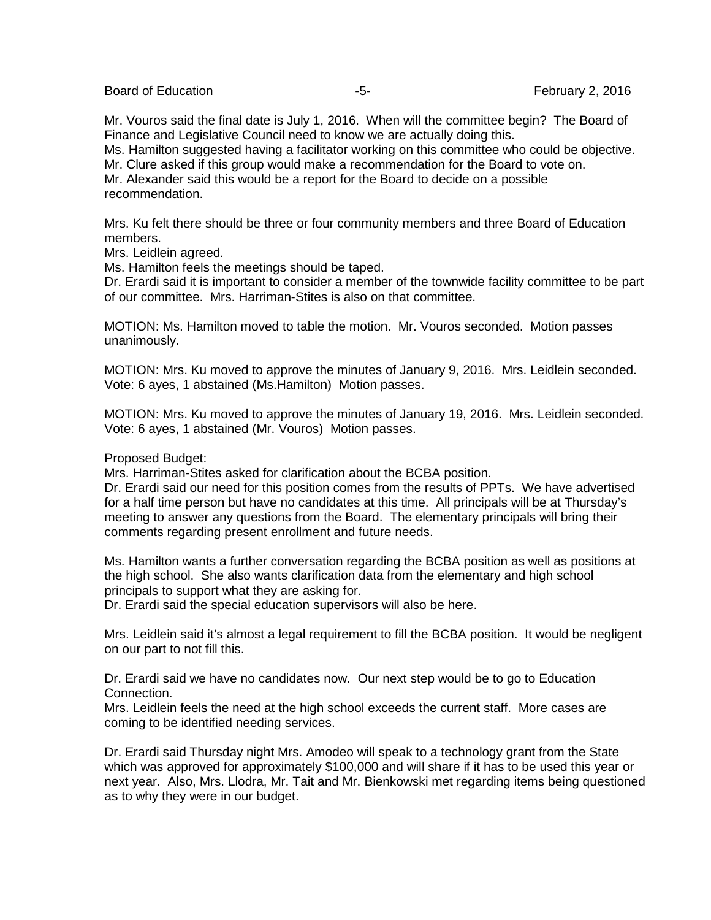Mr. Vouros said the final date is July 1, 2016. When will the committee begin? The Board of Finance and Legislative Council need to know we are actually doing this.
Ms. Hamilton suggested having a facilitator working on this committee who could be objective.
Mr. Clure asked if this group would make a recommendation for the Board to vote on.
Mr. Alexander said this would be a report for the Board to decide on a possible recommendation.

Mrs. Ku felt there should be three or four community members and three Board of Education members.
Mrs. Leidlein agreed.
Ms. Hamilton feels the meetings should be taped.
Dr. Erardi said it is important to consider a member of the townwide facility committee to be part of our committee. Mrs. Harriman-Stites is also on that committee.

MOTION: Ms. Hamilton moved to table the motion. Mr. Vouros seconded. Motion passes unanimously.

MOTION: Mrs. Ku moved to approve the minutes of January 9, 2016. Mrs. Leidlein seconded. Vote: 6 ayes, 1 abstained (Ms.Hamilton) Motion passes.

MOTION: Mrs. Ku moved to approve the minutes of January 19, 2016. Mrs. Leidlein seconded. Vote: 6 ayes, 1 abstained (Mr. Vouros) Motion passes.

Proposed Budget:
Mrs. Harriman-Stites asked for clarification about the BCBA position.
Dr. Erardi said our need for this position comes from the results of PPTs. We have advertised for a half time person but have no candidates at this time. All principals will be at Thursday's meeting to answer any questions from the Board. The elementary principals will bring their comments regarding present enrollment and future needs.

Ms. Hamilton wants a further conversation regarding the BCBA position as well as positions at the high school. She also wants clarification data from the elementary and high school principals to support what they are asking for.
Dr. Erardi said the special education supervisors will also be here.

Mrs. Leidlein said it's almost a legal requirement to fill the BCBA position. It would be negligent on our part to not fill this.

Dr. Erardi said we have no candidates now. Our next step would be to go to Education Connection.
Mrs. Leidlein feels the need at the high school exceeds the current staff. More cases are coming to be identified needing services.

Dr. Erardi said Thursday night Mrs. Amodeo will speak to a technology grant from the State which was approved for approximately $100,000 and will share if it has to be used this year or next year. Also, Mrs. Llodra, Mr. Tait and Mr. Bienkowski met regarding items being questioned as to why they were in our budget.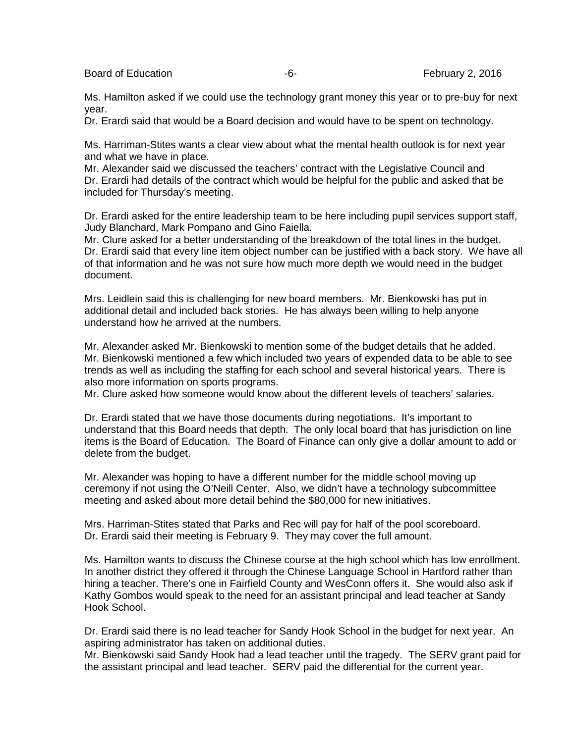Ms. Hamilton asked if we could use the technology grant money this year or to pre-buy for next year.
Dr. Erardi said that would be a Board decision and would have to be spent on technology.

Ms. Harriman-Stites wants a clear view about what the mental health outlook is for next year and what we have in place.
Mr. Alexander said we discussed the teachers' contract with the Legislative Council and Dr. Erardi had details of the contract which would be helpful for the public and asked that be included for Thursday's meeting.

Dr. Erardi asked for the entire leadership team to be here including pupil services support staff, Judy Blanchard, Mark Pompano and Gino Faiella.
Mr. Clure asked for a better understanding of the breakdown of the total lines in the budget.
Dr. Erardi said that every line item object number can be justified with a back story. We have all of that information and he was not sure how much more depth we would need in the budget document.

Mrs. Leidlein said this is challenging for new board members. Mr. Bienkowski has put in additional detail and included back stories. He has always been willing to help anyone understand how he arrived at the numbers.

Mr. Alexander asked Mr. Bienkowski to mention some of the budget details that he added.
Mr. Bienkowski mentioned a few which included two years of expended data to be able to see trends as well as including the staffing for each school and several historical years. There is also more information on sports programs.
Mr. Clure asked how someone would know about the different levels of teachers' salaries.

Dr. Erardi stated that we have those documents during negotiations. It's important to understand that this Board needs that depth. The only local board that has jurisdiction on line items is the Board of Education. The Board of Finance can only give a dollar amount to add or delete from the budget.

Mr. Alexander was hoping to have a different number for the middle school moving up ceremony if not using the O'Neill Center. Also, we didn't have a technology subcommittee meeting and asked about more detail behind the $80,000 for new initiatives.

Mrs. Harriman-Stites stated that Parks and Rec will pay for half of the pool scoreboard.
Dr. Erardi said their meeting is February 9. They may cover the full amount.

Ms. Hamilton wants to discuss the Chinese course at the high school which has low enrollment. In another district they offered it through the Chinese Language School in Hartford rather than hiring a teacher. There's one in Fairfield County and WesConn offers it. She would also ask if Kathy Gombos would speak to the need for an assistant principal and lead teacher at Sandy Hook School.

Dr. Erardi said there is no lead teacher for Sandy Hook School in the budget for next year. An aspiring administrator has taken on additional duties.
Mr. Bienkowski said Sandy Hook had a lead teacher until the tragedy. The SERV grant paid for the assistant principal and lead teacher. SERV paid the differential for the current year.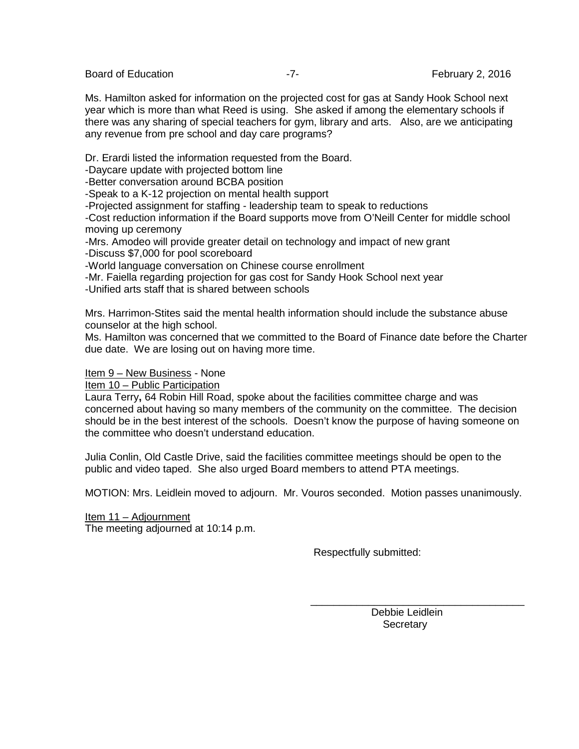Ms. Hamilton asked for information on the projected cost for gas at Sandy Hook School next year which is more than what Reed is using. She asked if among the elementary schools if there was any sharing of special teachers for gym, library and arts. Also, are we anticipating any revenue from pre school and day care programs?

Dr. Erardi listed the information requested from the Board.
-Daycare update with projected bottom line
-Better conversation around BCBA position
-Speak to a K-12 projection on mental health support
-Projected assignment for staffing - leadership team to speak to reductions
-Cost reduction information if the Board supports move from O'Neill Center for middle school moving up ceremony
-Mrs. Amodeo will provide greater detail on technology and impact of new grant
-Discuss $7,000 for pool scoreboard
-World language conversation on Chinese course enrollment
-Mr. Faiella regarding projection for gas cost for Sandy Hook School next year
-Unified arts staff that is shared between schools

Mrs. Harrimon-Stites said the mental health information should include the substance abuse counselor at the high school.
Ms. Hamilton was concerned that we committed to the Board of Finance date before the Charter due date. We are losing out on having more time.

Item 9 – New Business - None
Item 10 – Public Participation
Laura Terry**,** 64 Robin Hill Road, spoke about the facilities committee charge and was concerned about having so many members of the community on the committee. The decision should be in the best interest of the schools. Doesn't know the purpose of having someone on the committee who doesn't understand education.

Julia Conlin, Old Castle Drive, said the facilities committee meetings should be open to the public and video taped. She also urged Board members to attend PTA meetings.

MOTION: Mrs. Leidlein moved to adjourn. Mr. Vouros seconded. Motion passes unanimously.

Item 11 – Adjournment
The meeting adjourned at 10:14 p.m.

Respectfully submitted:

\_\_\_\_\_\_\_\_\_\_\_\_\_\_\_\_\_\_\_\_\_\_\_\_\_\_\_\_\_\_\_\_\_\_\_\_\_\_

Debbie Leidlein
Secretary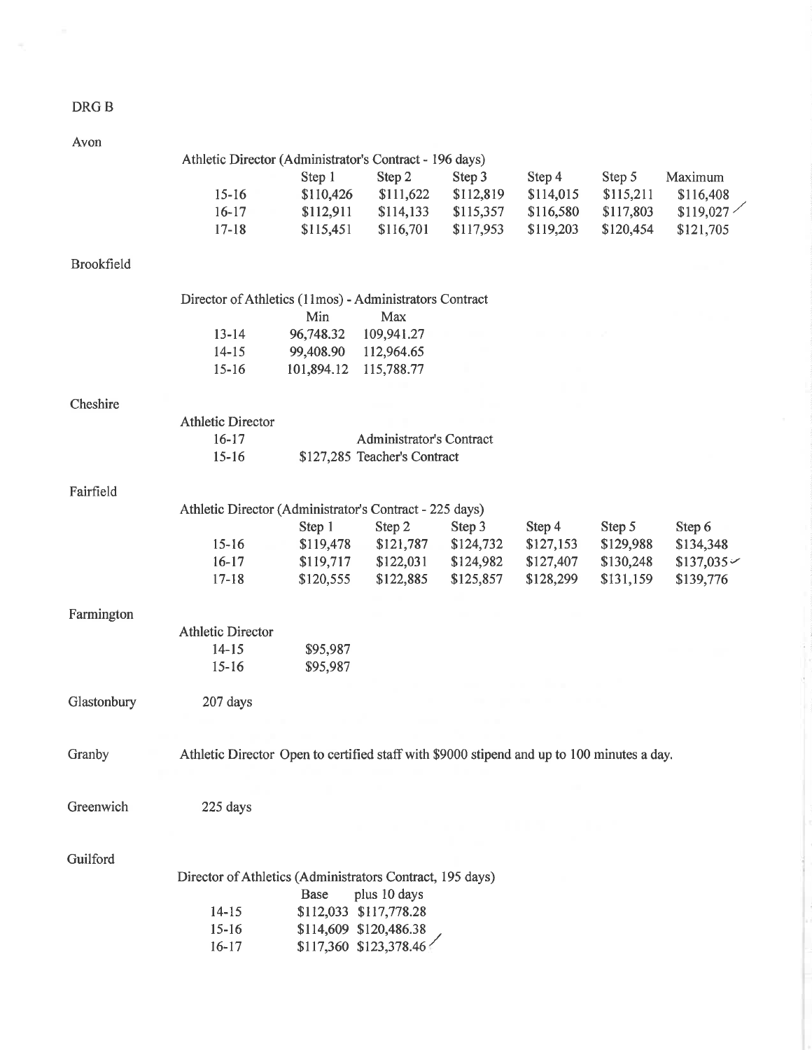DRG B

## Avon

Athletic Director (Administrator's Contract - 196 days)

| | Step 1 | Step 2 | Step 3 | Step 4 | Step 5 | Maximum |
|---|---|---|---|---|---|---|
| 15-16 | $110,426 | $111,622 | $112,819 | $114,015 | $115,211 | $116,408 |
| 16-17 | $112,911 | $114,133 | $115,357 | $116,580 | $117,803 | $119,027 |
| 17-18 | $115,451 | $116,701 | $117,953 | $119,203 | $120,454 | $121,705 |

## Brookfield

Director of Athletics (11mos) - Administrators Contract

| | Min | Max |
|---|---|---|
| 13-14 | 96,748.32 | 109,941.27 |
| 14-15 | 99,408.90 | 112,964.65 |
| 15-16 | 101,894.12 | 115,788.77 |

## Cheshire

Athletic Director

| | | |
|---|---|---|
| 16-17 | | Administrator's Contract |
| 15-16 | $127,285 | Teacher's Contract |

## Fairfield

Athletic Director (Administrator's Contract - 225 days)

| | Step 1 | Step 2 | Step 3 | Step 4 | Step 5 | Step 6 |
|---|---|---|---|---|---|---|
| 15-16 | $119,478 | $121,787 | $124,732 | $127,153 | $129,988 | $134,348 |
| 16-17 | $119,717 | $122,031 | $124,982 | $127,407 | $130,248 | $137,035 |
| 17-18 | $120,555 | $122,885 | $125,857 | $128,299 | $131,159 | $139,776 |

## Farmington

Athletic Director

| | |
|---|---|
| 14-15 | $95,987 |
| 15-16 | $95,987 |

## Glastonbury

207 days

## Granby

Athletic Director Open to certified staff with $9000 stipend and up to 100 minutes a day.

## Greenwich

225 days

## Guilford

Director of Athletics (Administrators Contract, 195 days)

| | Base | plus 10 days |
|---|---|---|
| 14-15 | $112,033 | $117,778.28 |
| 15-16 | $114,609 | $120,486.38 |
| 16-17 | $117,360 | $123,378.46 |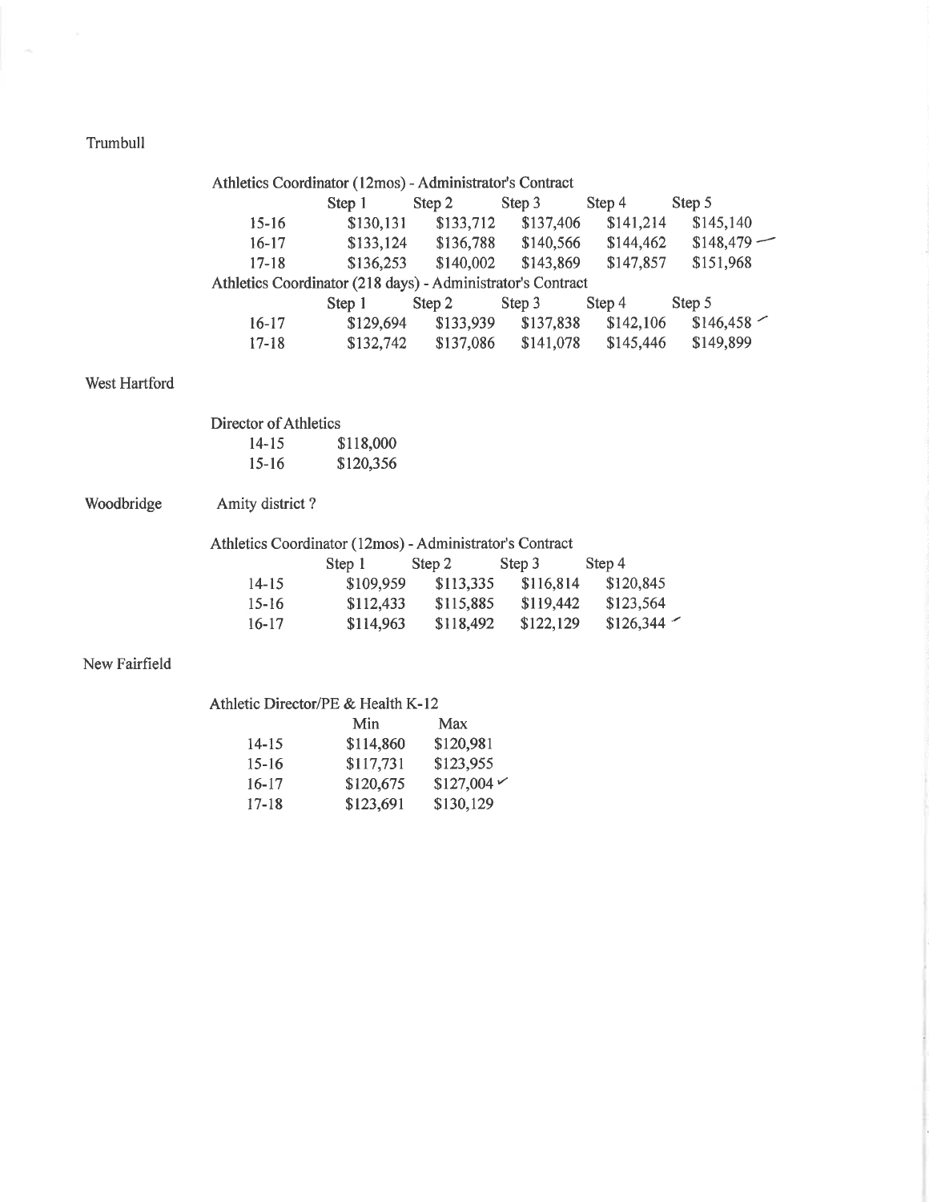Trumbull

Athletics Coordinator (12mos) - Administrator's Contract

| | Step 1 | Step 2 | Step 3 | Step 4 | Step 5 |
|---|---|---|---|---|---|
| 15-16 | $130,131 | $133,712 | $137,406 | $141,214 | $145,140 |
| 16-17 | $133,124 | $136,788 | $140,566 | $144,462 | $148,479 |
| 17-18 | $136,253 | $140,002 | $143,869 | $147,857 | $151,968 |

Athletics Coordinator (218 days) - Administrator's Contract

| | Step 1 | Step 2 | Step 3 | Step 4 | Step 5 |
|---|---|---|---|---|---|
| 16-17 | $129,694 | $133,939 | $137,838 | $142,106 | $146,458 |
| 17-18 | $132,742 | $137,086 | $141,078 | $145,446 | $149,899 |

West Hartford

Director of Athletics

| | |
|---|---|
| 14-15 | $118,000 |
| 15-16 | $120,356 |

Woodbridge

Amity district ?

Athletics Coordinator (12mos) - Administrator's Contract

| | Step 1 | Step 2 | Step 3 | Step 4 |
|---|---|---|---|---|
| 14-15 | $109,959 | $113,335 | $116,814 | $120,845 |
| 15-16 | $112,433 | $115,885 | $119,442 | $123,564 |
| 16-17 | $114,963 | $118,492 | $122,129 | $126,344 |

New Fairfield

Athletic Director/PE & Health K-12

| | Min | Max |
|---|---|---|
| 14-15 | $114,860 | $120,981 |
| 15-16 | $117,731 | $123,955 |
| 16-17 | $120,675 | $127,004 |
| 17-18 | $123,691 | $130,129 |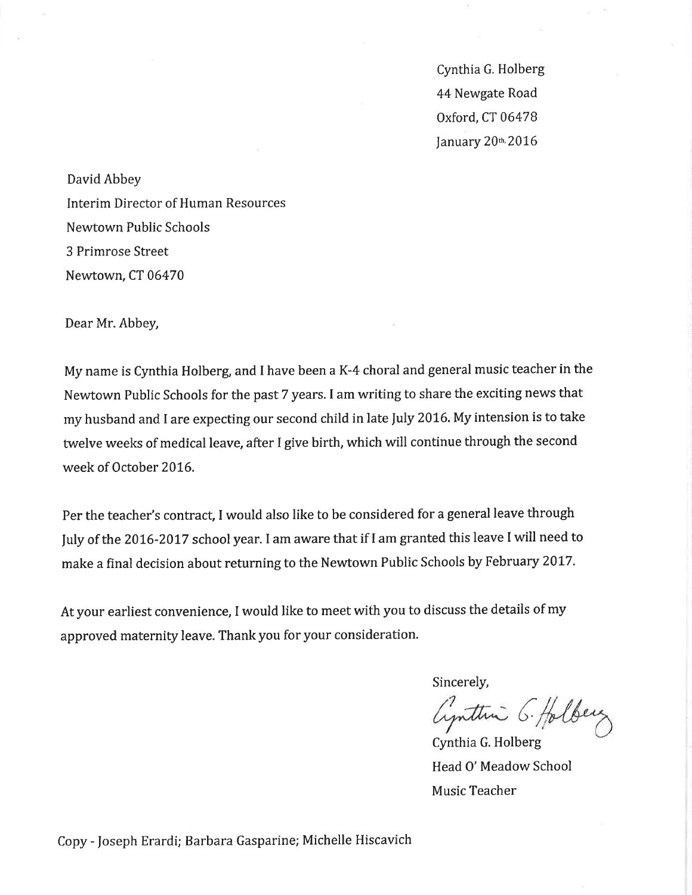Cynthia G. Holberg
44 Newgate Road
Oxford, CT 06478
January 20th, 2016

David Abbey
Interim Director of Human Resources
Newtown Public Schools
3 Primrose Street
Newtown, CT 06470

Dear Mr. Abbey,

My name is Cynthia Holberg, and I have been a K-4 choral and general music teacher in the Newtown Public Schools for the past 7 years. I am writing to share the exciting news that my husband and I are expecting our second child in late July 2016. My intension is to take twelve weeks of medical leave, after I give birth, which will continue through the second week of October 2016.

Per the teacher's contract, I would also like to be considered for a general leave through July of the 2016-2017 school year. I am aware that if I am granted this leave I will need to make a final decision about returning to the Newtown Public Schools by February 2017.

At your earliest convenience, I would like to meet with you to discuss the details of my approved maternity leave. Thank you for your consideration.

Sincerely,

Cynthia G. Holberg

Cynthia G. Holberg
Head O' Meadow School
Music Teacher

Copy - Joseph Erardi; Barbara Gasparine; Michelle Hiscavich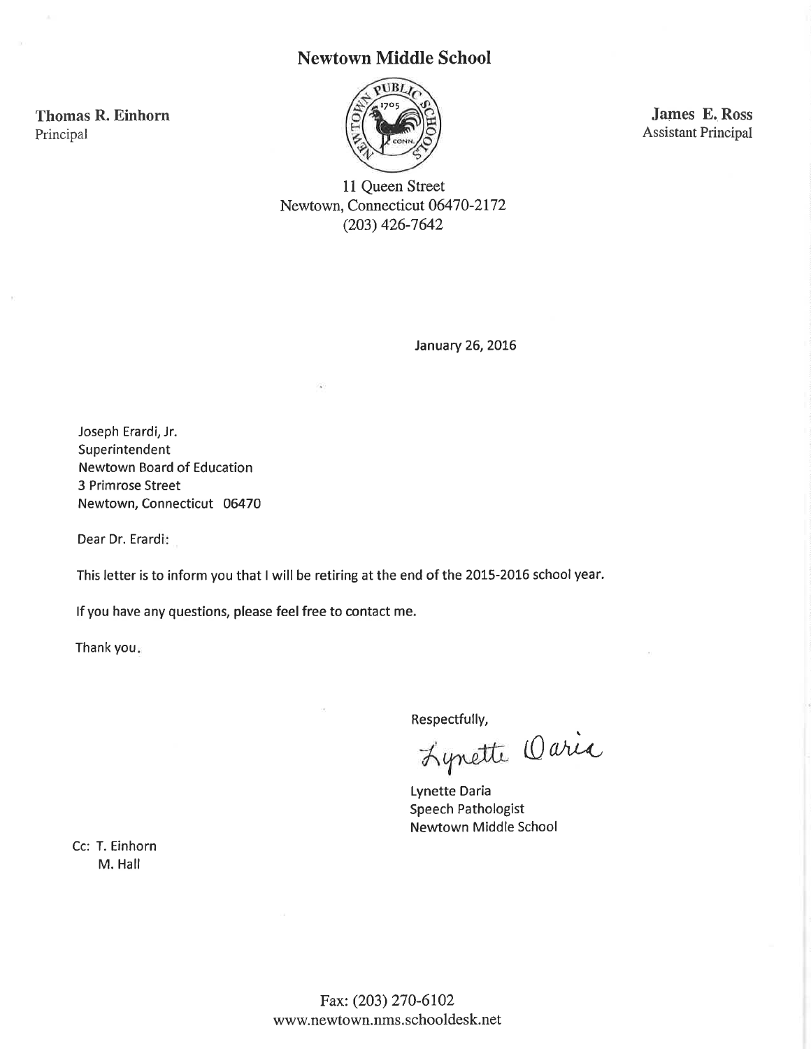# Newtown Middle School

**Thomas R. Einhorn**
Principal

**James E. Ross**
Assistant Principal

11 Queen Street
Newtown, Connecticut 06470-2172
(203) 426-7642

January 26, 2016

Joseph Erardi, Jr.
Superintendent
Newtown Board of Education
3 Primrose Street
Newtown, Connecticut 06470

Dear Dr. Erardi:

This letter is to inform you that I will be retiring at the end of the 2015-2016 school year.

If you have any questions, please feel free to contact me.

Thank you.

Respectfully,

Lynette Daria

Lynette Daria
Speech Pathologist
Newtown Middle School

Cc: T. Einhorn
M. Hall

Fax: (203) 270-6102
www.newtown.nms.schooldesk.net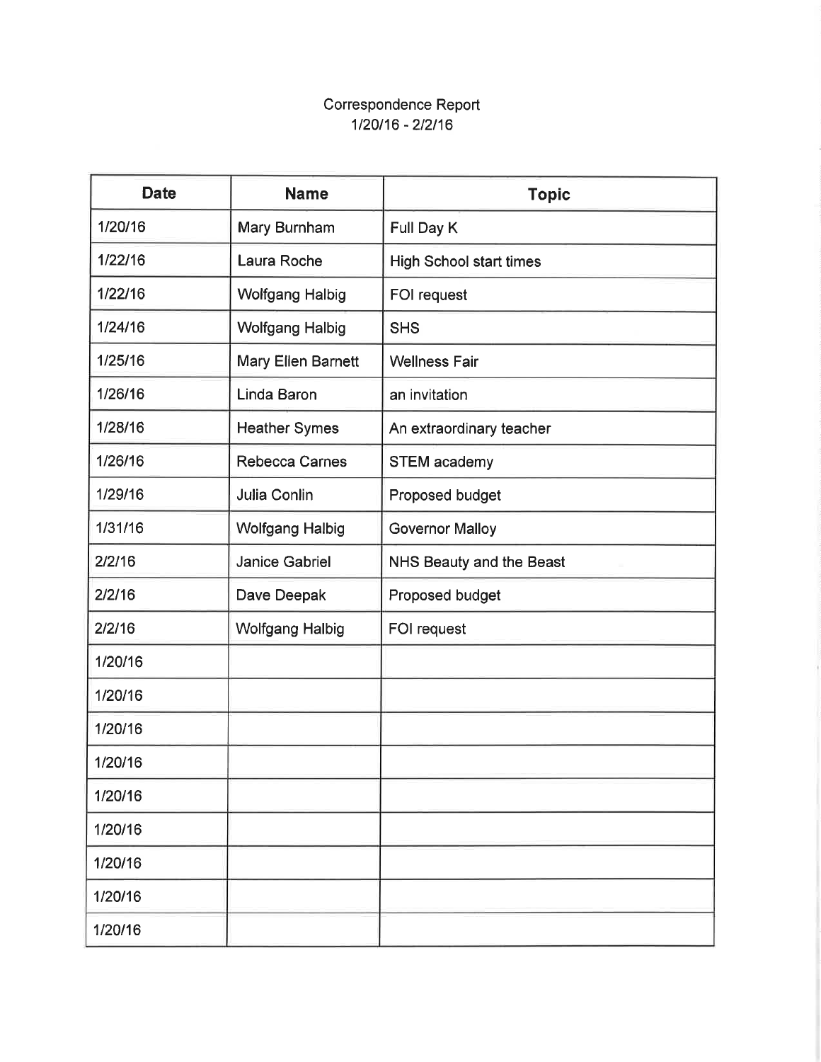Correspondence Report
1/20/16 - 2/2/16

| Date | Name | Topic |
|---|---|---|
| 1/20/16 | Mary Burnham | Full Day K |
| 1/22/16 | Laura Roche | High School start times |
| 1/22/16 | Wolfgang Halbig | FOI request |
| 1/24/16 | Wolfgang Halbig | SHS |
| 1/25/16 | Mary Ellen Barnett | Wellness Fair |
| 1/26/16 | Linda Baron | an invitation |
| 1/28/16 | Heather Symes | An extraordinary teacher |
| 1/26/16 | Rebecca Carnes | STEM academy |
| 1/29/16 | Julia Conlin | Proposed budget |
| 1/31/16 | Wolfgang Halbig | Governor Malloy |
| 2/2/16 | Janice Gabriel | NHS Beauty and the Beast |
| 2/2/16 | Dave Deepak | Proposed budget |
| 2/2/16 | Wolfgang Halbig | FOI request |
| 1/20/16 | | |
| 1/20/16 | | |
| 1/20/16 | | |
| 1/20/16 | | |
| 1/20/16 | | |
| 1/20/16 | | |
| 1/20/16 | | |
| 1/20/16 | | |
| 1/20/16 | | |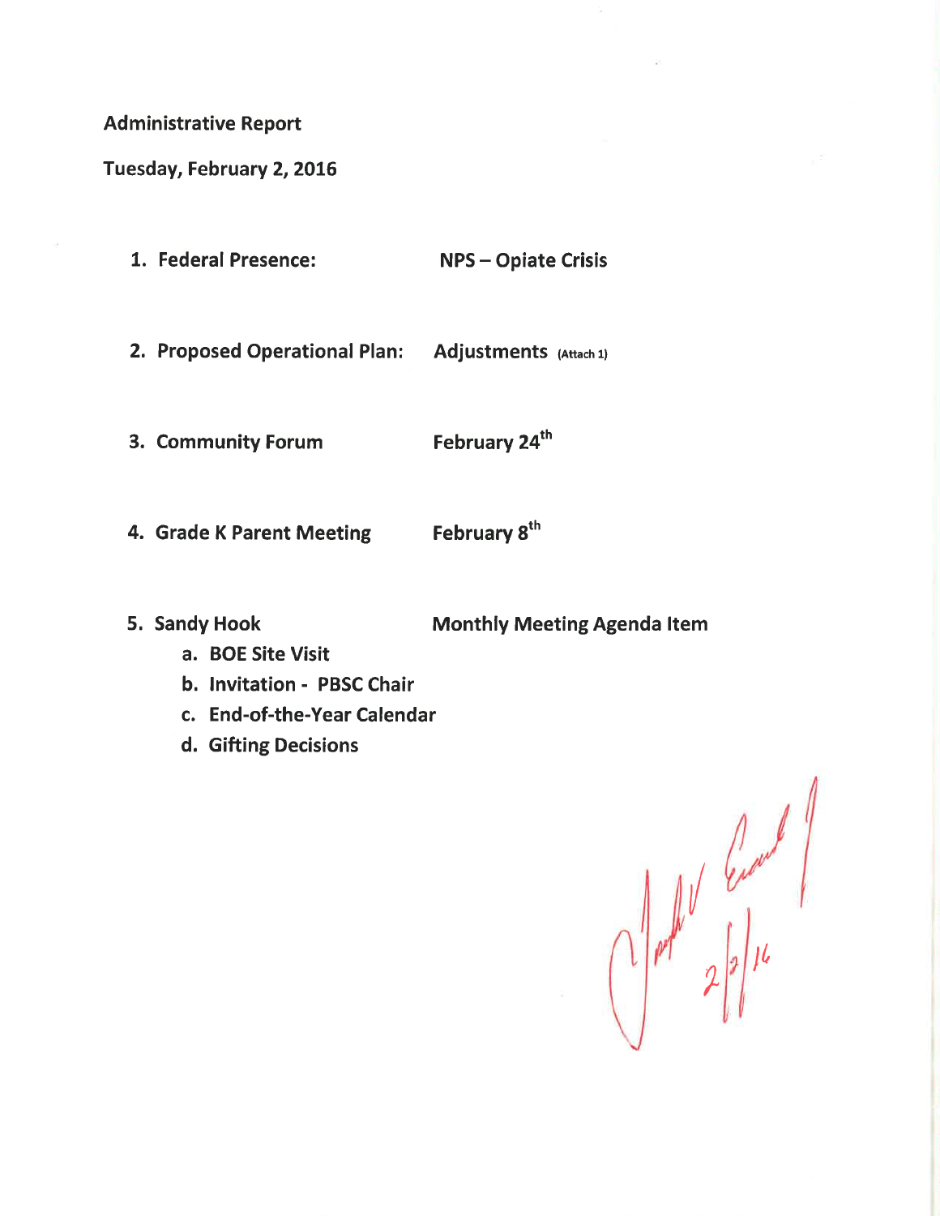**Administrative Report**

**Tuesday, February 2, 2016**

1. **Federal Presence:** **NPS – Opiate Crisis**

2. **Proposed Operational Plan:** **Adjustments** (Attach 1)

3. **Community Forum** **February 24th**

4. **Grade K Parent Meeting** **February 8th**

5. **Sandy Hook** **Monthly Meeting Agenda Item**
   a. **BOE Site Visit**
   b. **Invitation - PBSC Chair**
   c. **End-of-the-Year Calendar**
   d. **Gifting Decisions**

2/2/16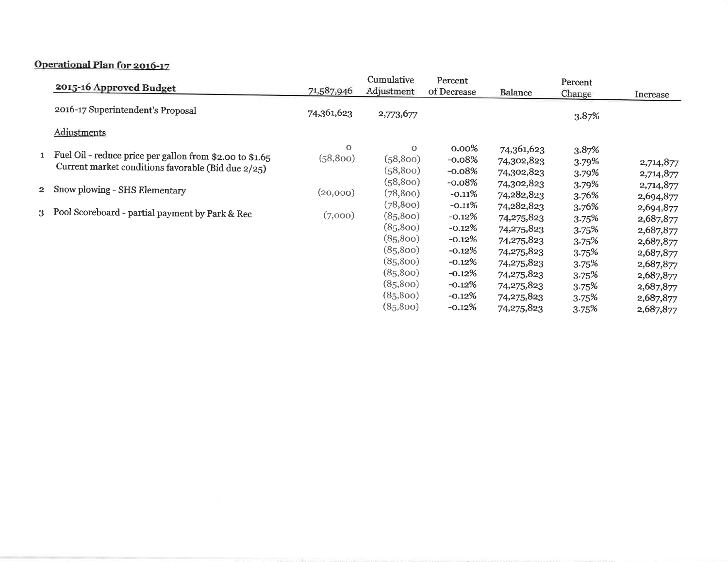## Operational Plan for 2016-17

| | 2015-16 Approved Budget | 71,587,946 | Cumulative Adjustment | Percent of Decrease | Balance | Percent Change | Increase |
|---|---|---|---|---|---|---|---|
| | 2016-17 Superintendent's Proposal | 74,361,623 | 2,773,677 | | | 3.87% | |
| | Adjustments | | | | | | |
| | | 0 | 0 | 0.00% | 74,361,623 | 3.87% | |
| 1 | Fuel Oil - reduce price per gallon from $2.00 to $1.65 | (58,800) | (58,800) | -0.08% | 74,302,823 | 3.79% | 2,714,877 |
| | Current market conditions favorable (Bid due 2/25) | | (58,800) | -0.08% | 74,302,823 | 3.79% | 2,714,877 |
| | | | (58,800) | -0.08% | 74,302,823 | 3.79% | 2,714,877 |
| 2 | Snow plowing - SHS Elementary | (20,000) | (78,800) | -0.11% | 74,282,823 | 3.76% | 2,694,877 |
| | | | (78,800) | -0.11% | 74,282,823 | 3.76% | 2,694,877 |
| 3 | Pool Scoreboard - partial payment by Park & Rec | (7,000) | (85,800) | -0.12% | 74,275,823 | 3.75% | 2,687,877 |
| | | | (85,800) | -0.12% | 74,275,823 | 3.75% | 2,687,877 |
| | | | (85,800) | -0.12% | 74,275,823 | 3.75% | 2,687,877 |
| | | | (85,800) | -0.12% | 74,275,823 | 3.75% | 2,687,877 |
| | | | (85,800) | -0.12% | 74,275,823 | 3.75% | 2,687,877 |
| | | | (85,800) | -0.12% | 74,275,823 | 3.75% | 2,687,877 |
| | | | (85,800) | -0.12% | 74,275,823 | 3.75% | 2,687,877 |
| | | | (85,800) | -0.12% | 74,275,823 | 3.75% | 2,687,877 |
| | | | (85,800) | -0.12% | 74,275,823 | 3.75% | 2,687,877 |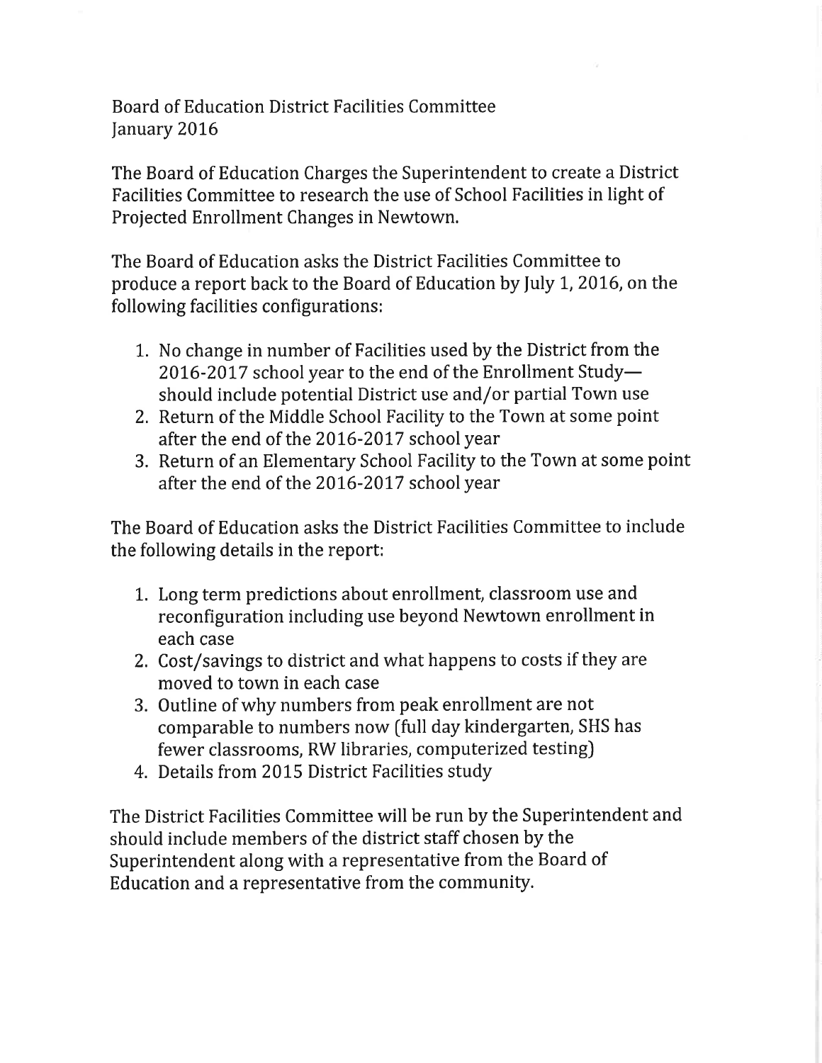Board of Education District Facilities Committee
January 2016

The Board of Education Charges the Superintendent to create a District Facilities Committee to research the use of School Facilities in light of Projected Enrollment Changes in Newtown.

The Board of Education asks the District Facilities Committee to produce a report back to the Board of Education by July 1, 2016, on the following facilities configurations:

1. No change in number of Facilities used by the District from the 2016-2017 school year to the end of the Enrollment Study—should include potential District use and/or partial Town use
2. Return of the Middle School Facility to the Town at some point after the end of the 2016-2017 school year
3. Return of an Elementary School Facility to the Town at some point after the end of the 2016-2017 school year

The Board of Education asks the District Facilities Committee to include the following details in the report:

1. Long term predictions about enrollment, classroom use and reconfiguration including use beyond Newtown enrollment in each case
2. Cost/savings to district and what happens to costs if they are moved to town in each case
3. Outline of why numbers from peak enrollment are not comparable to numbers now (full day kindergarten, SHS has fewer classrooms, RW libraries, computerized testing)
4. Details from 2015 District Facilities study

The District Facilities Committee will be run by the Superintendent and should include members of the district staff chosen by the Superintendent along with a representative from the Board of Education and a representative from the community.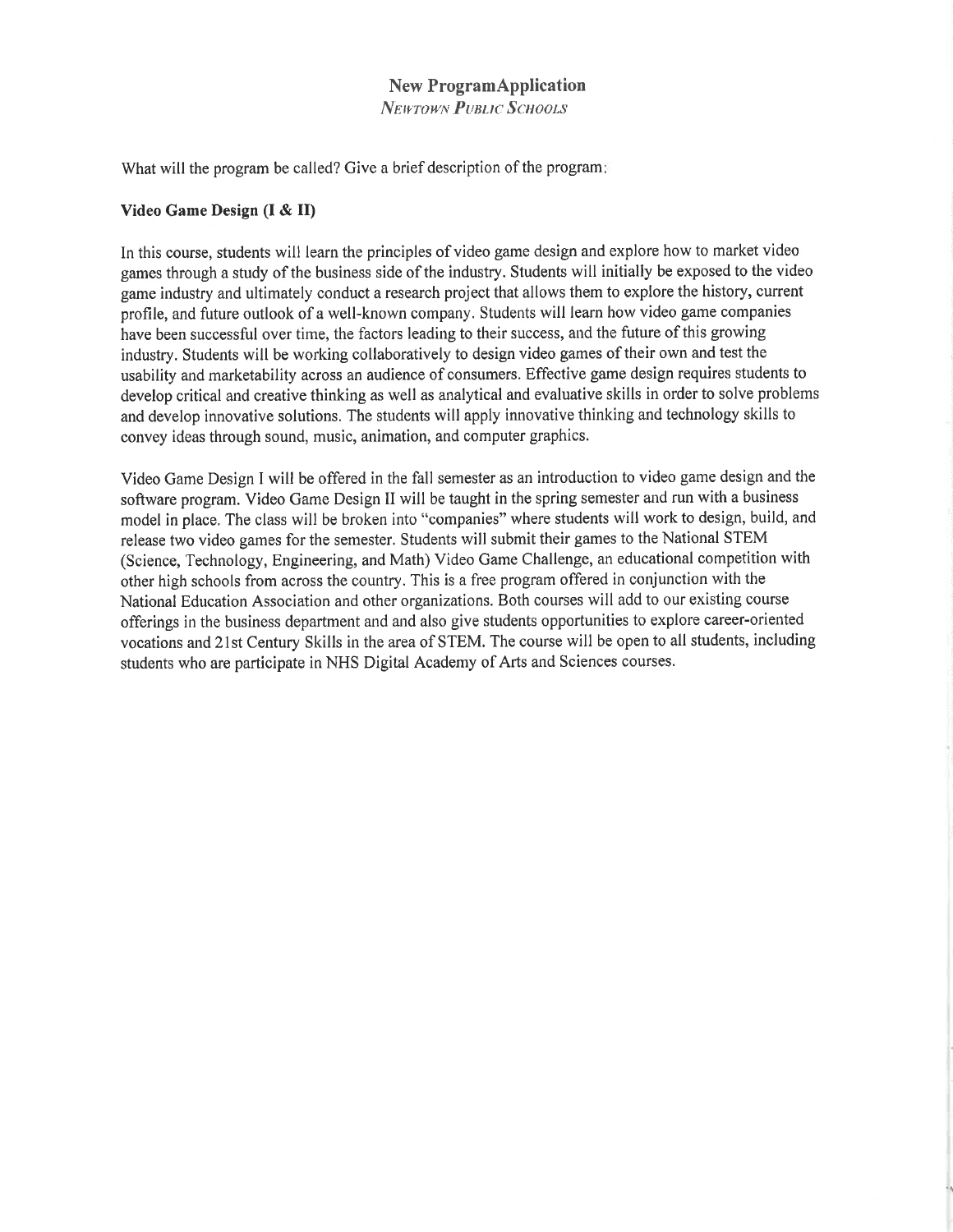# New ProgramApplication

*NEWTOWN PUBLIC SCHOOLS*

What will the program be called? Give a brief description of the program:

**Video Game Design (I & II)**

In this course, students will learn the principles of video game design and explore how to market video games through a study of the business side of the industry. Students will initially be exposed to the video game industry and ultimately conduct a research project that allows them to explore the history, current profile, and future outlook of a well-known company. Students will learn how video game companies have been successful over time, the factors leading to their success, and the future of this growing industry. Students will be working collaboratively to design video games of their own and test the usability and marketability across an audience of consumers. Effective game design requires students to develop critical and creative thinking as well as analytical and evaluative skills in order to solve problems and develop innovative solutions. The students will apply innovative thinking and technology skills to convey ideas through sound, music, animation, and computer graphics.

Video Game Design I will be offered in the fall semester as an introduction to video game design and the software program. Video Game Design II will be taught in the spring semester and run with a business model in place. The class will be broken into "companies" where students will work to design, build, and release two video games for the semester. Students will submit their games to the National STEM (Science, Technology, Engineering, and Math) Video Game Challenge, an educational competition with other high schools from across the country. This is a free program offered in conjunction with the National Education Association and other organizations. Both courses will add to our existing course offerings in the business department and and also give students opportunities to explore career-oriented vocations and 21st Century Skills in the area of STEM. The course will be open to all students, including students who are participate in NHS Digital Academy of Arts and Sciences courses.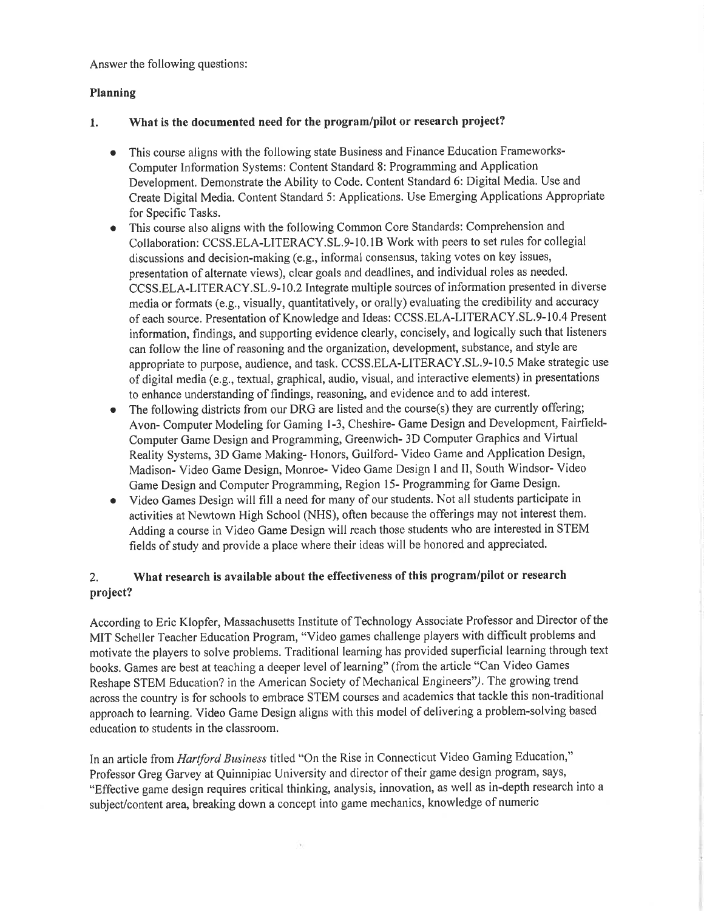Answer the following questions:

**Planning**

1. **What is the documented need for the program/pilot or research project?**

- This course aligns with the following state Business and Finance Education Frameworks-Computer Information Systems: Content Standard 8: Programming and Application Development. Demonstrate the Ability to Code. Content Standard 6: Digital Media. Use and Create Digital Media. Content Standard 5: Applications. Use Emerging Applications Appropriate for Specific Tasks.
- This course also aligns with the following Common Core Standards: Comprehension and Collaboration: CCSS.ELA-LITERACY.SL.9-10.1B Work with peers to set rules for collegial discussions and decision-making (e.g., informal consensus, taking votes on key issues, presentation of alternate views), clear goals and deadlines, and individual roles as needed. CCSS.ELA-LITERACY.SL.9-10.2 Integrate multiple sources of information presented in diverse media or formats (e.g., visually, quantitatively, or orally) evaluating the credibility and accuracy of each source. Presentation of Knowledge and Ideas: CCSS.ELA-LITERACY.SL.9-10.4 Present information, findings, and supporting evidence clearly, concisely, and logically such that listeners can follow the line of reasoning and the organization, development, substance, and style are appropriate to purpose, audience, and task. CCSS.ELA-LITERACY.SL.9-10.5 Make strategic use of digital media (e.g., textual, graphical, audio, visual, and interactive elements) in presentations to enhance understanding of findings, reasoning, and evidence and to add interest.
- The following districts from our DRG are listed and the course(s) they are currently offering; Avon- Computer Modeling for Gaming 1-3, Cheshire- Game Design and Development, Fairfield- Computer Game Design and Programming, Greenwich- 3D Computer Graphics and Virtual Reality Systems, 3D Game Making- Honors, Guilford- Video Game and Application Design, Madison- Video Game Design, Monroe- Video Game Design I and II, South Windsor- Video Game Design and Computer Programming, Region 15- Programming for Game Design.
- Video Games Design will fill a need for many of our students. Not all students participate in activities at Newtown High School (NHS), often because the offerings may not interest them. Adding a course in Video Game Design will reach those students who are interested in STEM fields of study and provide a place where their ideas will be honored and appreciated.

2. **What research is available about the effectiveness of this program/pilot or research project?**

According to Eric Klopfer, Massachusetts Institute of Technology Associate Professor and Director of the MIT Scheller Teacher Education Program, "Video games challenge players with difficult problems and motivate the players to solve problems. Traditional learning has provided superficial learning through text books. Games are best at teaching a deeper level of learning" (from the article "Can Video Games Reshape STEM Education? in the American Society of Mechanical Engineers"). The growing trend across the country is for schools to embrace STEM courses and academics that tackle this non-traditional approach to learning. Video Game Design aligns with this model of delivering a problem-solving based education to students in the classroom.

In an article from *Hartford Business* titled "On the Rise in Connecticut Video Gaming Education," Professor Greg Garvey at Quinnipiac University and director of their game design program, says, "Effective game design requires critical thinking, analysis, innovation, as well as in-depth research into a subject/content area, breaking down a concept into game mechanics, knowledge of numeric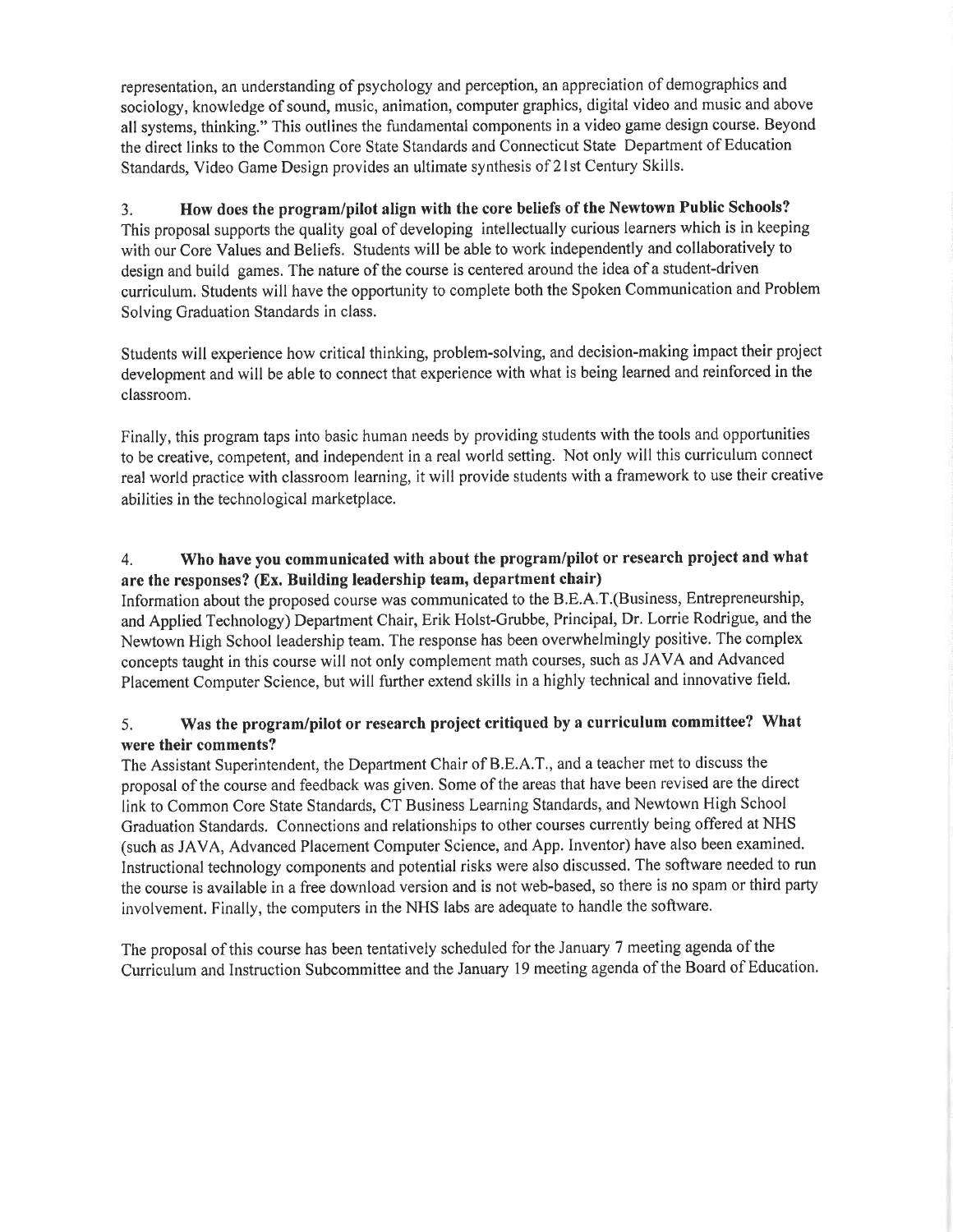representation, an understanding of psychology and perception, an appreciation of demographics and sociology, knowledge of sound, music, animation, computer graphics, digital video and music and above all systems, thinking." This outlines the fundamental components in a video game design course. Beyond the direct links to the Common Core State Standards and Connecticut State Department of Education Standards, Video Game Design provides an ultimate synthesis of 21st Century Skills.

3. **How does the program/pilot align with the core beliefs of the Newtown Public Schools?**
This proposal supports the quality goal of developing intellectually curious learners which is in keeping with our Core Values and Beliefs. Students will be able to work independently and collaboratively to design and build games. The nature of the course is centered around the idea of a student-driven curriculum. Students will have the opportunity to complete both the Spoken Communication and Problem Solving Graduation Standards in class.

Students will experience how critical thinking, problem-solving, and decision-making impact their project development and will be able to connect that experience with what is being learned and reinforced in the classroom.

Finally, this program taps into basic human needs by providing students with the tools and opportunities to be creative, competent, and independent in a real world setting. Not only will this curriculum connect real world practice with classroom learning, it will provide students with a framework to use their creative abilities in the technological marketplace.

4. **Who have you communicated with about the program/pilot or research project and what are the responses? (Ex. Building leadership team, department chair)**
Information about the proposed course was communicated to the B.E.A.T.(Business, Entrepreneurship, and Applied Technology) Department Chair, Erik Holst-Grubbe, Principal, Dr. Lorrie Rodrigue, and the Newtown High School leadership team. The response has been overwhelmingly positive. The complex concepts taught in this course will not only complement math courses, such as JAVA and Advanced Placement Computer Science, but will further extend skills in a highly technical and innovative field.

5. **Was the program/pilot or research project critiqued by a curriculum committee? What were their comments?**
The Assistant Superintendent, the Department Chair of B.E.A.T., and a teacher met to discuss the proposal of the course and feedback was given. Some of the areas that have been revised are the direct link to Common Core State Standards, CT Business Learning Standards, and Newtown High School Graduation Standards. Connections and relationships to other courses currently being offered at NHS (such as JAVA, Advanced Placement Computer Science, and App. Inventor) have also been examined. Instructional technology components and potential risks were also discussed. The software needed to run the course is available in a free download version and is not web-based, so there is no spam or third party involvement. Finally, the computers in the NHS labs are adequate to handle the software.

The proposal of this course has been tentatively scheduled for the January 7 meeting agenda of the Curriculum and Instruction Subcommittee and the January 19 meeting agenda of the Board of Education.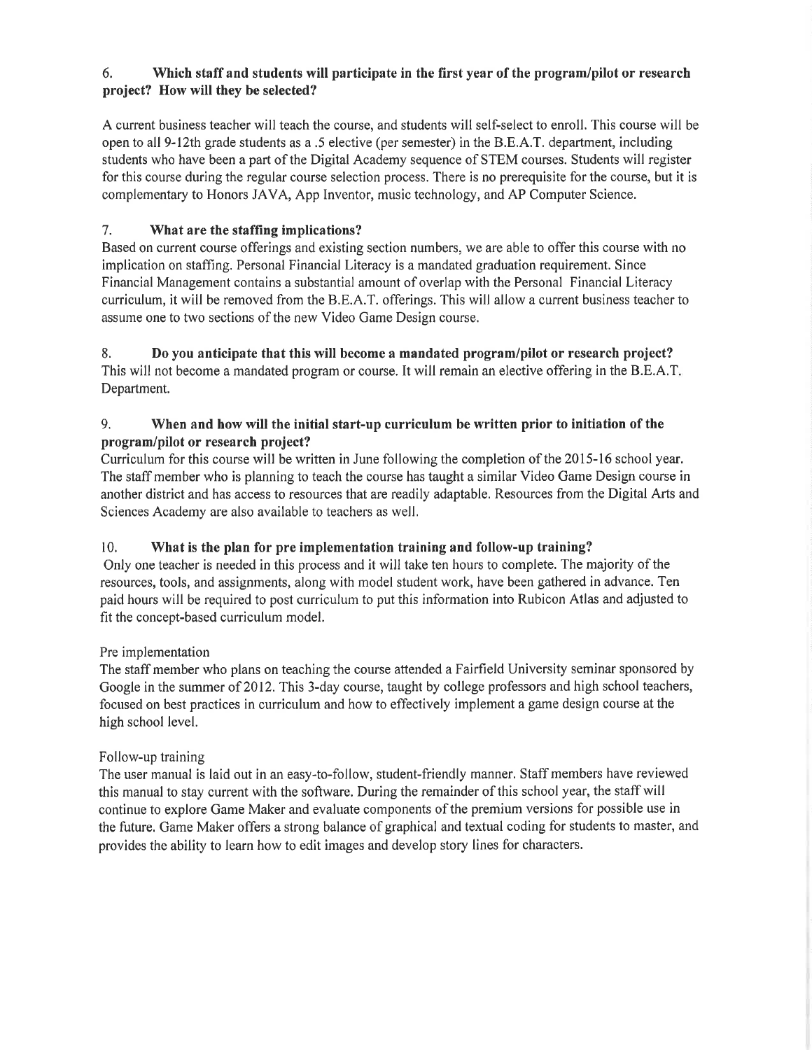### 6. Which staff and students will participate in the first year of the program/pilot or research project? How will they be selected?

A current business teacher will teach the course, and students will self-select to enroll. This course will be open to all 9-12th grade students as a .5 elective (per semester) in the B.E.A.T. department, including students who have been a part of the Digital Academy sequence of STEM courses. Students will register for this course during the regular course selection process. There is no prerequisite for the course, but it is complementary to Honors JAVA, App Inventor, music technology, and AP Computer Science.

### 7. What are the staffing implications?

Based on current course offerings and existing section numbers, we are able to offer this course with no implication on staffing. Personal Financial Literacy is a mandated graduation requirement. Since Financial Management contains a substantial amount of overlap with the Personal Financial Literacy curriculum, it will be removed from the B.E.A.T. offerings. This will allow a current business teacher to assume one to two sections of the new Video Game Design course.

### 8. Do you anticipate that this will become a mandated program/pilot or research project?

This will not become a mandated program or course. It will remain an elective offering in the B.E.A.T. Department.

### 9. When and how will the initial start-up curriculum be written prior to initiation of the program/pilot or research project?

Curriculum for this course will be written in June following the completion of the 2015-16 school year. The staff member who is planning to teach the course has taught a similar Video Game Design course in another district and has access to resources that are readily adaptable. Resources from the Digital Arts and Sciences Academy are also available to teachers as well.

### 10. What is the plan for pre implementation training and follow-up training?

Only one teacher is needed in this process and it will take ten hours to complete. The majority of the resources, tools, and assignments, along with model student work, have been gathered in advance. Ten paid hours will be required to post curriculum to put this information into Rubicon Atlas and adjusted to fit the concept-based curriculum model.

Pre implementation

The staff member who plans on teaching the course attended a Fairfield University seminar sponsored by Google in the summer of 2012. This 3-day course, taught by college professors and high school teachers, focused on best practices in curriculum and how to effectively implement a game design course at the high school level.

Follow-up training

The user manual is laid out in an easy-to-follow, student-friendly manner. Staff members have reviewed this manual to stay current with the software. During the remainder of this school year, the staff will continue to explore Game Maker and evaluate components of the premium versions for possible use in the future. Game Maker offers a strong balance of graphical and textual coding for students to master, and provides the ability to learn how to edit images and develop story lines for characters.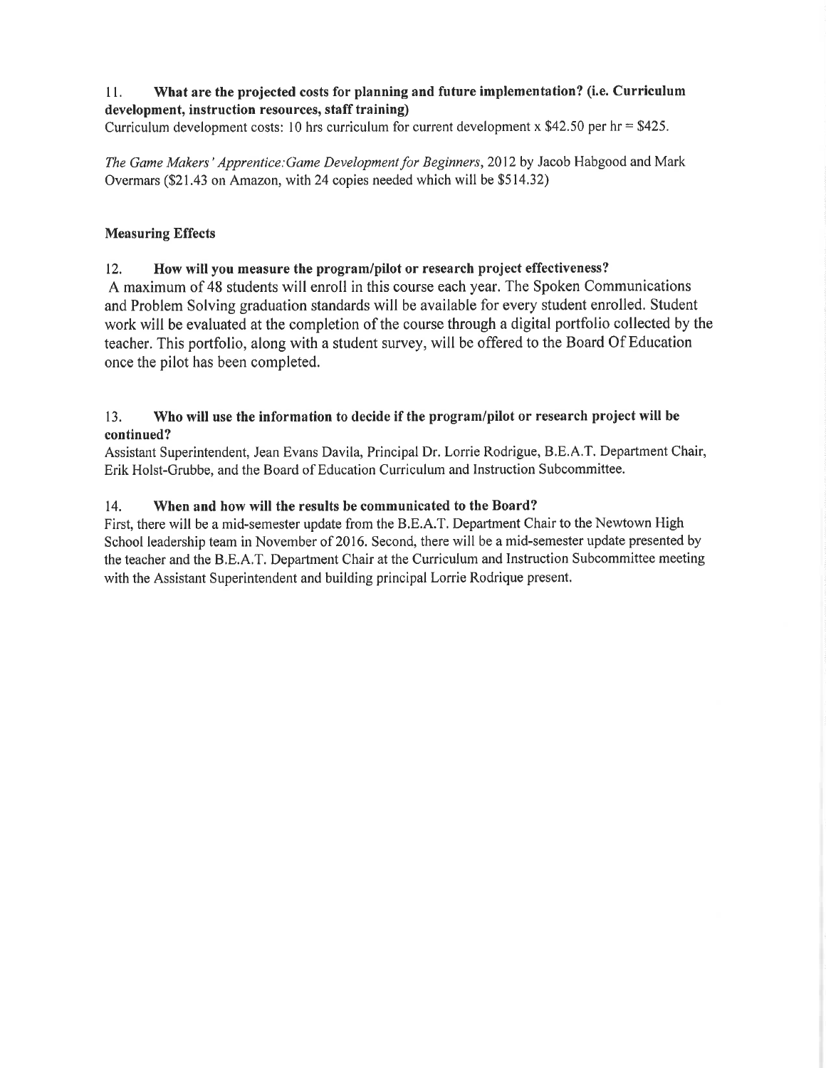11. **What are the projected costs for planning and future implementation? (i.e. Curriculum development, instruction resources, staff training)**

Curriculum development costs: 10 hrs curriculum for current development x $42.50 per hr = $425.

*The Game Makers' Apprentice:Game Development for Beginners*, 2012 by Jacob Habgood and Mark Overmars ($21.43 on Amazon, with 24 copies needed which will be $514.32)

**Measuring Effects**

12. **How will you measure the program/pilot or research project effectiveness?**

A maximum of 48 students will enroll in this course each year. The Spoken Communications and Problem Solving graduation standards will be available for every student enrolled. Student work will be evaluated at the completion of the course through a digital portfolio collected by the teacher. This portfolio, along with a student survey, will be offered to the Board Of Education once the pilot has been completed.

13. **Who will use the information to decide if the program/pilot or research project will be continued?**

Assistant Superintendent, Jean Evans Davila, Principal Dr. Lorrie Rodrigue, B.E.A.T. Department Chair, Erik Holst-Grubbe, and the Board of Education Curriculum and Instruction Subcommittee.

14. **When and how will the results be communicated to the Board?**

First, there will be a mid-semester update from the B.E.A.T. Department Chair to the Newtown High School leadership team in November of 2016. Second, there will be a mid-semester update presented by the teacher and the B.E.A.T. Department Chair at the Curriculum and Instruction Subcommittee meeting with the Assistant Superintendent and building principal Lorrie Rodrique present.